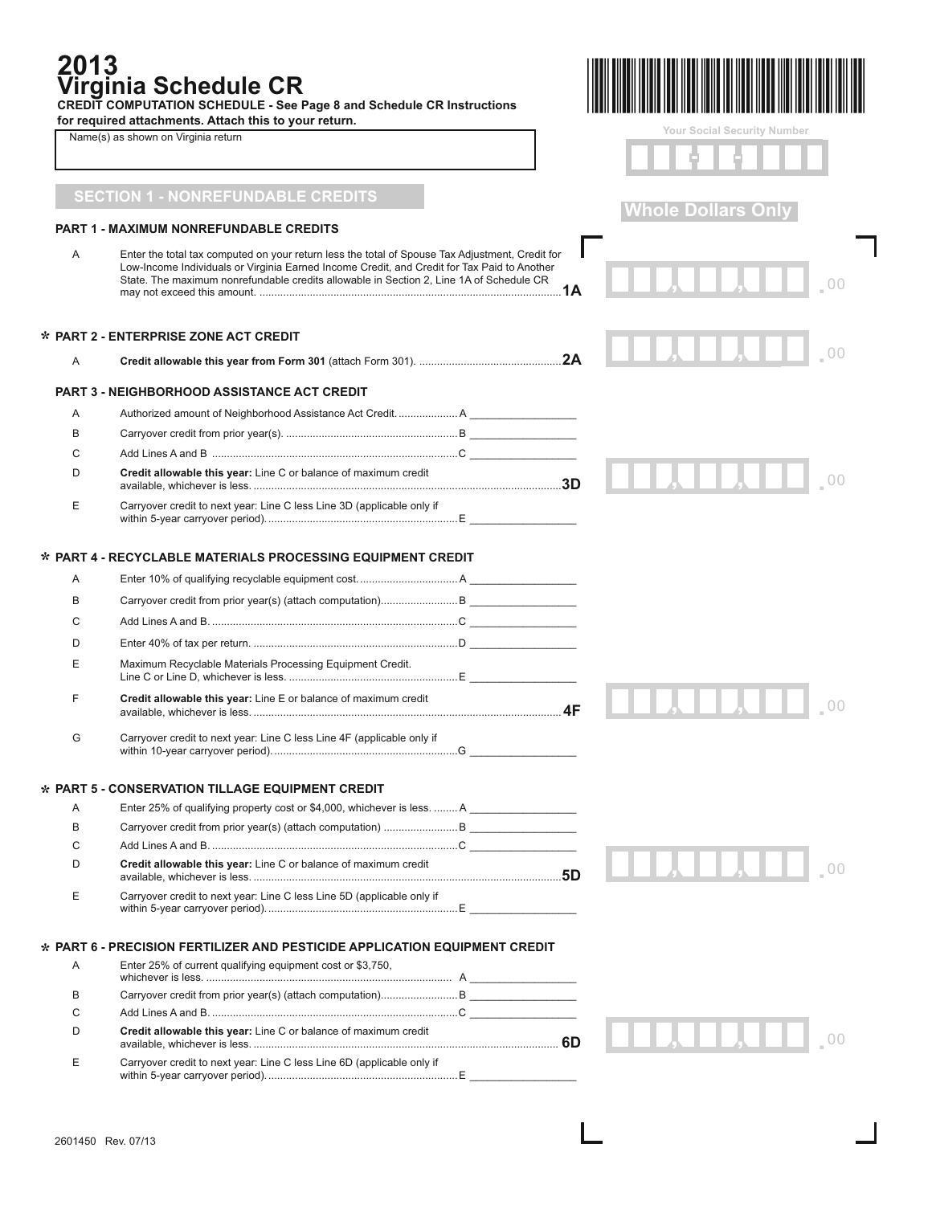# 2013 Virginia Schedule CR

**CREDIT COMPUTATION SCHEDULE - See Page 8 and Schedule CR Instructions for required attachments. Attach this to your return.**

Name(s) as shown on Virginia return

Your Social Security Number

Whole Dollars Only

## SECTION 1 - NONREFUNDABLE CREDITS

### PART 1 - MAXIMUM NONREFUNDABLE CREDITS

A Enter the total tax computed on your return less the total of Spouse Tax Adjustment, Credit for Low-Income Individuals or Virginia Earned Income Credit, and Credit for Tax Paid to Another State. The maximum nonrefundable credits allowable in Section 2, Line 1A of Schedule CR may not exceed this amount. ....................................................................................................**1A** .00

### * PART 2 - ENTERPRISE ZONE ACT CREDIT

A **Credit allowable this year from Form 301** (attach Form 301). ..............................................**2A** .00

### PART 3 - NEIGHBORHOOD ASSISTANCE ACT CREDIT

A Authorized amount of Neighborhood Assistance Act Credit. ....................A _________________

B Carryover credit from prior year(s). .........................................................B _________________

C Add Lines A and B ..................................................................................C _________________

D **Credit allowable this year:** Line C or balance of maximum credit available, whichever is less. .......................................................................................................**3D** .00

E Carryover credit to next year: Line C less Line 3D (applicable only if within 5-year carryover period). ...............................................................E _________________

### * PART 4 - RECYCLABLE MATERIALS PROCESSING EQUIPMENT CREDIT

A Enter 10% of qualifying recyclable equipment cost. .................................A _________________

B Carryover credit from prior year(s) (attach computation)..........................B _________________

C Add Lines A and B. ..................................................................................C _________________

D Enter 40% of tax per return. .....................................................................D _________________

E Maximum Recyclable Materials Processing Equipment Credit. Line C or Line D, whichever is less. .........................................................E _________________

F **Credit allowable this year:** Line E or balance of maximum credit available, whichever is less. .......................................................................................................**4F** .00

G Carryover credit to next year: Line C less Line 4F (applicable only if within 10-year carryover period). .............................................................G _________________

### * PART 5 - CONSERVATION TILLAGE EQUIPMENT CREDIT

A Enter 25% of qualifying property cost or $4,000, whichever is less. ........A _________________

B Carryover credit from prior year(s) (attach computation) .........................B _________________

C Add Lines A and B. ..................................................................................C _________________

D **Credit allowable this year:** Line C or balance of maximum credit available, whichever is less. .......................................................................................................**5D** .00

E Carryover credit to next year: Line C less Line 5D (applicable only if within 5-year carryover period). ...............................................................E _________________

### * PART 6 - PRECISION FERTILIZER AND PESTICIDE APPLICATION EQUIPMENT CREDIT

A Enter 25% of current qualifying equipment cost or $3,750, whichever is less. ..................................................................................A _________________

B Carryover credit from prior year(s) (attach computation)..........................B _________________

C Add Lines A and B. ..................................................................................C _________________

D **Credit allowable this year:** Line C or balance of maximum credit available, whichever is less. .......................................................................................................**6D** .00

E Carryover credit to next year: Line C less Line 6D (applicable only if within 5-year carryover period). ...............................................................E _________________

2601450 Rev. 07/13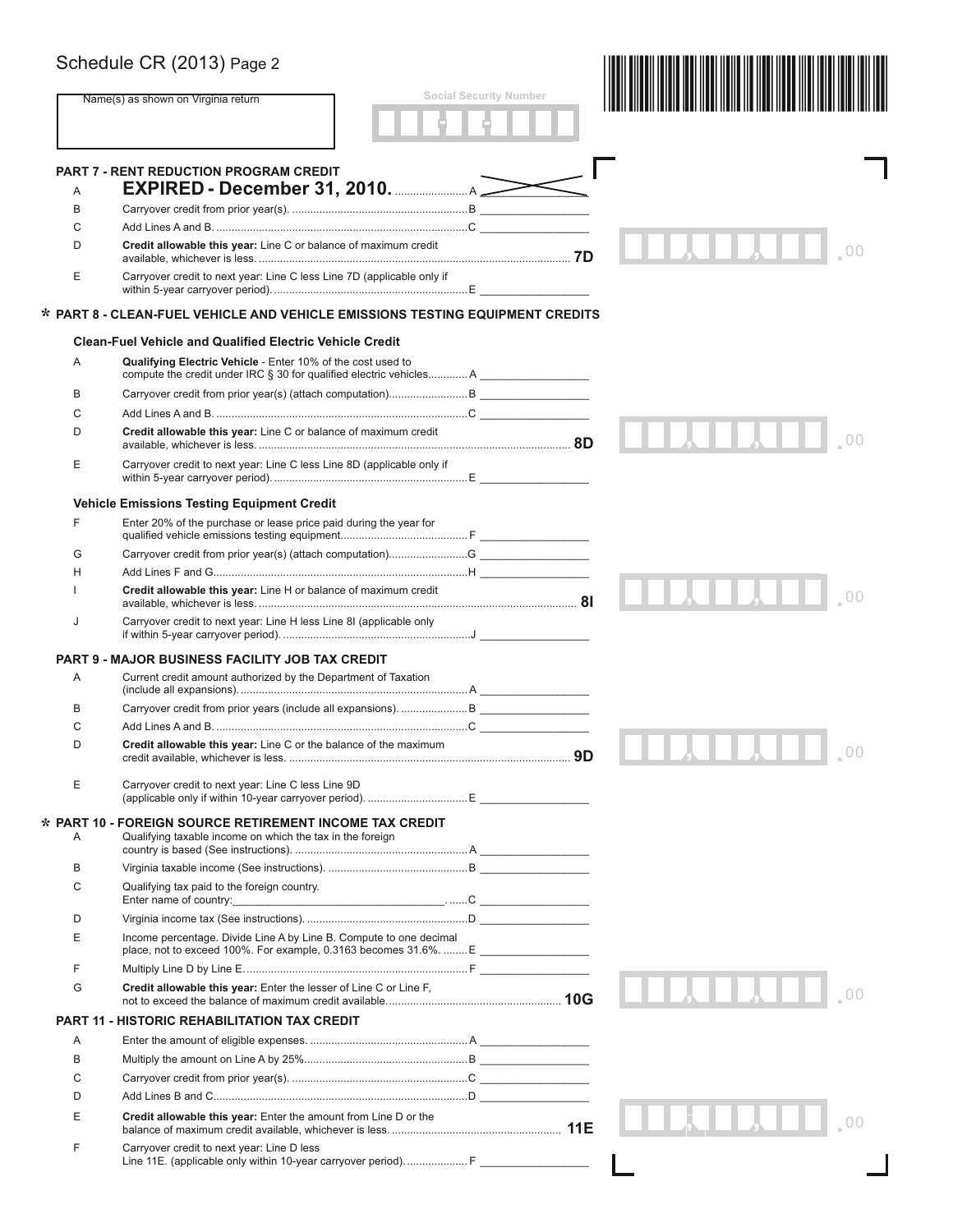Schedule CR (2013) Page 2

Name(s) as shown on Virginia return

Social Security Number

## PART 7 - RENT REDUCTION PROGRAM CREDIT

| | | | |
|---|---|---|---|
| A | **EXPIRED - December 31, 2010.** | A | |
| B | Carryover credit from prior year(s). | B | |
| C | Add Lines A and B. | C | |
| D | **Credit allowable this year:** Line C or balance of maximum credit available, whichever is less. | **7D** | .00 |
| E | Carryover credit to next year: Line C less Line 7D (applicable only if within 5-year carryover period). | E | |

## * PART 8 - CLEAN-FUEL VEHICLE AND VEHICLE EMISSIONS TESTING EQUIPMENT CREDITS

### Clean-Fuel Vehicle and Qualified Electric Vehicle Credit

| | | | |
|---|---|---|---|
| A | **Qualifying Electric Vehicle** - Enter 10% of the cost used to compute the credit under IRC § 30 for qualified electric vehicles. | A | |
| B | Carryover credit from prior year(s) (attach computation). | B | |
| C | Add Lines A and B. | C | |
| D | **Credit allowable this year:** Line C or balance of maximum credit available, whichever is less. | **8D** | .00 |
| E | Carryover credit to next year: Line C less Line 8D (applicable only if within 5-year carryover period). | E | |

### Vehicle Emissions Testing Equipment Credit

| | | | |
|---|---|---|---|
| F | Enter 20% of the purchase or lease price paid during the year for qualified vehicle emissions testing equipment. | F | |
| G | Carryover credit from prior year(s) (attach computation). | G | |
| H | Add Lines F and G. | H | |
| I | **Credit allowable this year:** Line H or balance of maximum credit available, whichever is less. | **8I** | .00 |
| J | Carryover credit to next year: Line H less Line 8I (applicable only if within 5-year carryover period). | J | |

## PART 9 - MAJOR BUSINESS FACILITY JOB TAX CREDIT

| | | | |
|---|---|---|---|
| A | Current credit amount authorized by the Department of Taxation (include all expansions). | A | |
| B | Carryover credit from prior years (include all expansions). | B | |
| C | Add Lines A and B. | C | |
| D | **Credit allowable this year:** Line C or the balance of the maximum credit available, whichever is less. | **9D** | .00 |
| E | Carryover credit to next year: Line C less Line 9D (applicable only if within 10-year carryover period). | E | |

## * PART 10 - FOREIGN SOURCE RETIREMENT INCOME TAX CREDIT

| | | | |
|---|---|---|---|
| A | Qualifying taxable income on which the tax in the foreign country is based (See instructions). | A | |
| B | Virginia taxable income (See instructions). | B | |
| C | Qualifying tax paid to the foreign country. Enter name of country:____________________ | C | |
| D | Virginia income tax (See instructions). | D | |
| E | Income percentage. Divide Line A by Line B. Compute to one decimal place, not to exceed 100%. For example, 0.3163 becomes 31.6%. | E | |
| F | Multiply Line D by Line E. | F | |
| G | **Credit allowable this year:** Enter the lesser of Line C or Line F, not to exceed the balance of maximum credit available. | **10G** | .00 |

## PART 11 - HISTORIC REHABILITATION TAX CREDIT

| | | | |
|---|---|---|---|
| A | Enter the amount of eligible expenses. | A | |
| B | Multiply the amount on Line A by 25%. | B | |
| C | Carryover credit from prior year(s). | C | |
| D | Add Lines B and C. | D | |
| E | **Credit allowable this year:** Enter the amount from Line D or the balance of maximum credit available, whichever is less. | **11E** | .00 |
| F | Carryover credit to next year: Line D less Line 11E. (applicable only within 10-year carryover period). | F | |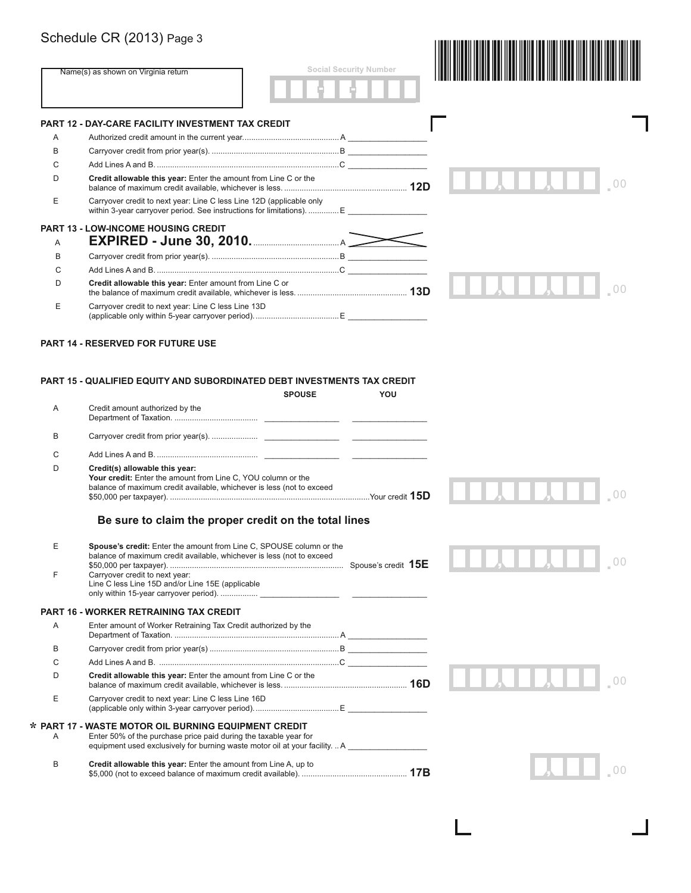Schedule CR (2013) Page 3

Name(s) as shown on Virginia return

Social Security Number

## PART 12 - DAY-CARE FACILITY INVESTMENT TAX CREDIT

| | | |
|---|---|---|
| A | Authorized credit amount in the current year. | A _________ |
| B | Carryover credit from prior year(s). | B _________ |
| C | Add Lines A and B. | C _________ |
| D | **Credit allowable this year:** Enter the amount from Line C or the balance of maximum credit available, whichever is less. | **12D** ___ .00 |
| E | Carryover credit to next year: Line C less Line 12D (applicable only within 3-year carryover period. See instructions for limitations). | E _________ |

## PART 13 - LOW-INCOME HOUSING CREDIT

| | | |
|---|---|---|
| A | **EXPIRED - June 30, 2010.** | A |
| B | Carryover credit from prior year(s). | B _________ |
| C | Add Lines A and B. | C _________ |
| D | **Credit allowable this year:** Enter amount from Line C or the balance of maximum credit available, whichever is less. | **13D** ___ .00 |
| E | Carryover credit to next year: Line C less Line 13D (applicable only within 5-year carryover period). | E _________ |

## PART 14 - RESERVED FOR FUTURE USE

## PART 15 - QUALIFIED EQUITY AND SUBORDINATED DEBT INVESTMENTS TAX CREDIT

| | | SPOUSE | YOU |
|---|---|---|---|
| A | Credit amount authorized by the Department of Taxation. | _________ | _________ |
| B | Carryover credit from prior year(s). | _________ | _________ |
| C | Add Lines A and B. | _________ | _________ |

D **Credit(s) allowable this year:**
**Your credit:** Enter the amount from Line C, YOU column or the balance of maximum credit available, whichever is less (not to exceed $50,000 per taxpayer). Your credit **15D** ___ .00

**Be sure to claim the proper credit on the total lines**

E **Spouse's credit:** Enter the amount from Line C, SPOUSE column or the balance of maximum credit available, whichever is less (not to exceed $50,000 per taxpayer). Spouse's credit **15E** ___ .00

F Carryover credit to next year: Line C less Line 15D and/or Line 15E (applicable only within 15-year carryover period). _________ _________

## PART 16 - WORKER RETRAINING TAX CREDIT

| | | |
|---|---|---|
| A | Enter amount of Worker Retraining Tax Credit authorized by the Department of Taxation. | A _________ |
| B | Carryover credit from prior year(s) | B _________ |
| C | Add Lines A and B. | C _________ |
| D | **Credit allowable this year:** Enter the amount from Line C or the balance of maximum credit available, whichever is less. | **16D** ___ .00 |
| E | Carryover credit to next year: Line C less Line 16D (applicable only within 3-year carryover period). | E _________ |

## * PART 17 - WASTE MOTOR OIL BURNING EQUIPMENT CREDIT

| | | |
|---|---|---|
| A | Enter 50% of the purchase price paid during the taxable year for equipment used exclusively for burning waste motor oil at your facility. | A _________ |
| B | **Credit allowable this year:** Enter the amount from Line A, up to $5,000 (not to exceed balance of maximum credit available). | **17B** ___ .00 |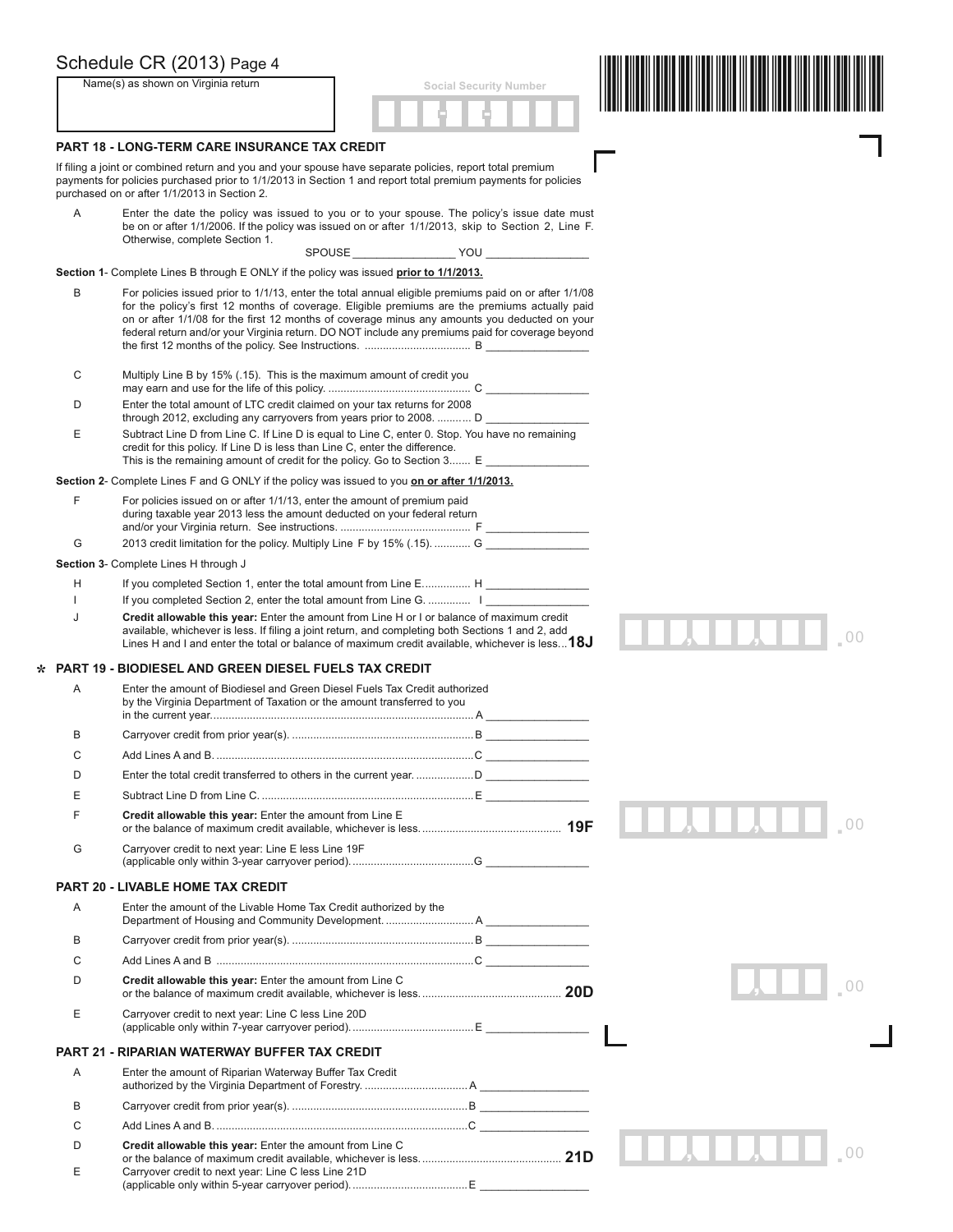Schedule CR (2013) Page 4

Name(s) as shown on Virginia return

Social Security Number

## PART 18 - LONG-TERM CARE INSURANCE TAX CREDIT

If filing a joint or combined return and you and your spouse have separate policies, report total premium payments for policies purchased prior to 1/1/2013 in Section 1 and report total premium payments for policies purchased on or after 1/1/2013 in Section 2.

A Enter the date the policy was issued to you or to your spouse. The policy's issue date must be on or after 1/1/2006. If the policy was issued on or after 1/1/2013, skip to Section 2, Line F. Otherwise, complete Section 1.

SPOUSE _________________ YOU _________________

**Section 1**- Complete Lines B through E ONLY if the policy was issued **prior to 1/1/2013.**

B For policies issued prior to 1/1/13, enter the total annual eligible premiums paid on or after 1/1/08 for the policy's first 12 months of coverage. Eligible premiums are the premiums actually paid on or after 1/1/08 for the first 12 months of coverage minus any amounts you deducted on your federal return and/or your Virginia return. DO NOT include any premiums paid for coverage beyond the first 12 months of the policy. See Instructions. .................................. B _________________

C Multiply Line B by 15% (.15). This is the maximum amount of credit you may earn and use for the life of this policy. .............................................. C _________________

D Enter the total amount of LTC credit claimed on your tax returns for 2008 through 2012, excluding any carryovers from years prior to 2008. .......... D _________________

E Subtract Line D from Line C. If Line D is equal to Line C, enter 0. Stop. You have no remaining credit for this policy. If Line D is less than Line C, enter the difference. This is the remaining amount of credit for the policy. Go to Section 3....... E _________________

**Section 2**- Complete Lines F and G ONLY if the policy was issued to you **on or after 1/1/2013.**

F For policies issued on or after 1/1/13, enter the amount of premium paid during taxable year 2013 less the amount deducted on your federal return and/or your Virginia return. See instructions. ........................................... F _________________

G 2013 credit limitation for the policy. Multiply Line F by 15% (.15). ............ G _________________

**Section 3**- Complete Lines H through J

H If you completed Section 1, enter the total amount from Line E................ H _________________

I If you completed Section 2, enter the total amount from Line G. .............. I _________________

J **Credit allowable this year:** Enter the amount from Line H or I or balance of maximum credit available, whichever is less. If filing a joint return, and completing both Sections 1 and 2, add Lines H and I and enter the total or balance of maximum credit available, whichever is less...**18J** ___,___,___.00

## * PART 19 - BIODIESEL AND GREEN DIESEL FUELS TAX CREDIT

A Enter the amount of Biodiesel and Green Diesel Fuels Tax Credit authorized by the Virginia Department of Taxation or the amount transferred to you in the current year...................................................................................... A _________________

B Carryover credit from prior year(s). ..........................................................B _________________

C Add Lines A and B. ....................................................................................C _________________

D Enter the total credit transferred to others in the current year. ...................D _________________

E Subtract Line D from Line C. .....................................................................E _________________

F **Credit allowable this year:** Enter the amount from Line E or the balance of maximum credit available, whichever is less. ............................................ **19F** ___,___,___.00

G Carryover credit to next year: Line E less Line 19F (applicable only within 3-year carryover period). ........................................G _________________

## PART 20 - LIVABLE HOME TAX CREDIT

A Enter the amount of the Livable Home Tax Credit authorized by the Department of Housing and Community Development. ............................A _________________

B Carryover credit from prior year(s). ..........................................................B _________________

C Add Lines A and B ....................................................................................C _________________

D **Credit allowable this year:** Enter the amount from Line C or the balance of maximum credit available, whichever is less. ............................................ **20D** ___,___.00

E Carryover credit to next year: Line C less Line 20D (applicable only within 7-year carryover period). ........................................E _________________

## PART 21 - RIPARIAN WATERWAY BUFFER TAX CREDIT

A Enter the amount of Riparian Waterway Buffer Tax Credit authorized by the Virginia Department of Forestry. ..................................A _________________

B Carryover credit from prior year(s). .........................................................B _________________

C Add Lines A and B. ...................................................................................C _________________

D **Credit allowable this year:** Enter the amount from Line C or the balance of maximum credit available, whichever is less. ............................................ **21D** ___,___,___.00

E Carryover credit to next year: Line C less Line 21D (applicable only within 5-year carryover period). ......................................E _________________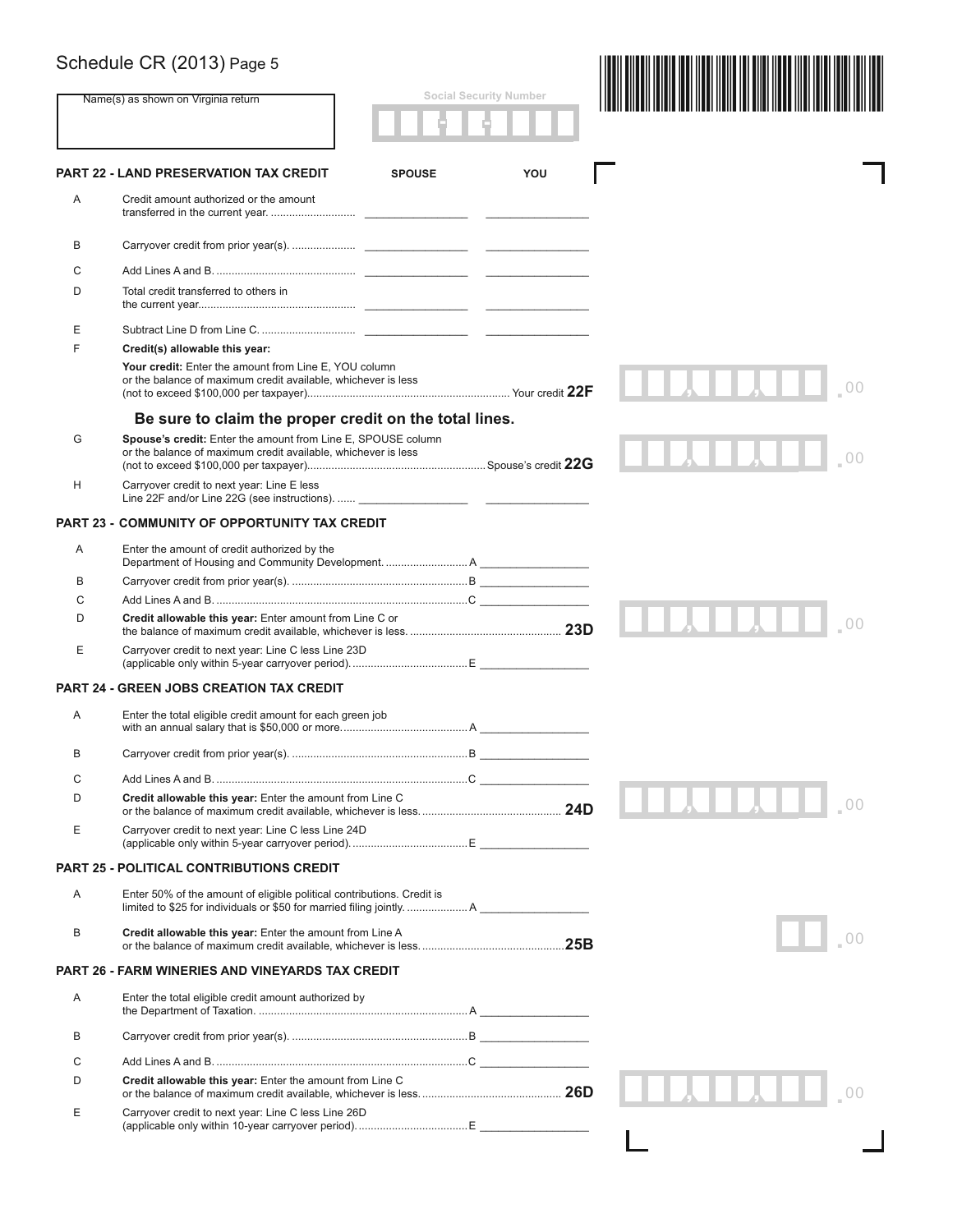# Schedule CR (2013) Page 5

Name(s) as shown on Virginia return

Social Security Number

## PART 22 - LAND PRESERVATION TAX CREDIT

| | | SPOUSE | YOU |
|---|---|---|---|
| A | Credit amount authorized or the amount transferred in the current year. | | |
| B | Carryover credit from prior year(s). | | |
| C | Add Lines A and B. | | |
| D | Total credit transferred to others in the current year. | | |
| E | Subtract Line D from Line C. | | |

F **Credit(s) allowable this year:**

**Your credit:** Enter the amount from Line E, YOU column or the balance of maximum credit available, whichever is less (not to exceed $100,000 per taxpayer). Your credit **22F** ______ .00

**Be sure to claim the proper credit on the total lines.**

G **Spouse's credit:** Enter the amount from Line E, SPOUSE column or the balance of maximum credit available, whichever is less (not to exceed $100,000 per taxpayer). Spouse's credit **22G** ______ .00

H Carryover credit to next year: Line E less Line 22F and/or Line 22G (see instructions). ______ ______

## PART 23 - COMMUNITY OF OPPORTUNITY TAX CREDIT

A Enter the amount of credit authorized by the Department of Housing and Community Development. A ______

B Carryover credit from prior year(s). B ______

C Add Lines A and B. C ______

D **Credit allowable this year:** Enter amount from Line C or the balance of maximum credit available, whichever is less. **23D** ______ .00

E Carryover credit to next year: Line C less Line 23D (applicable only within 5-year carryover period). E ______

## PART 24 - GREEN JOBS CREATION TAX CREDIT

A Enter the total eligible credit amount for each green job with an annual salary that is $50,000 or more. A ______

B Carryover credit from prior year(s). B ______

C Add Lines A and B. C ______

D **Credit allowable this year:** Enter the amount from Line C or the balance of maximum credit available, whichever is less. **24D** ______ .00

E Carryover credit to next year: Line C less Line 24D (applicable only within 5-year carryover period). E ______

## PART 25 - POLITICAL CONTRIBUTIONS CREDIT

A Enter 50% of the amount of eligible political contributions. Credit is limited to $25 for individuals or $50 for married filing jointly. A ______

B **Credit allowable this year:** Enter the amount from Line A or the balance of maximum credit available, whichever is less. **25B** ______ .00

## PART 26 - FARM WINERIES AND VINEYARDS TAX CREDIT

A Enter the total eligible credit amount authorized by the Department of Taxation. A ______

B Carryover credit from prior year(s). B ______

C Add Lines A and B. C ______

D **Credit allowable this year:** Enter the amount from Line C or the balance of maximum credit available, whichever is less. **26D** ______ .00

E Carryover credit to next year: Line C less Line 26D (applicable only within 10-year carryover period). E ______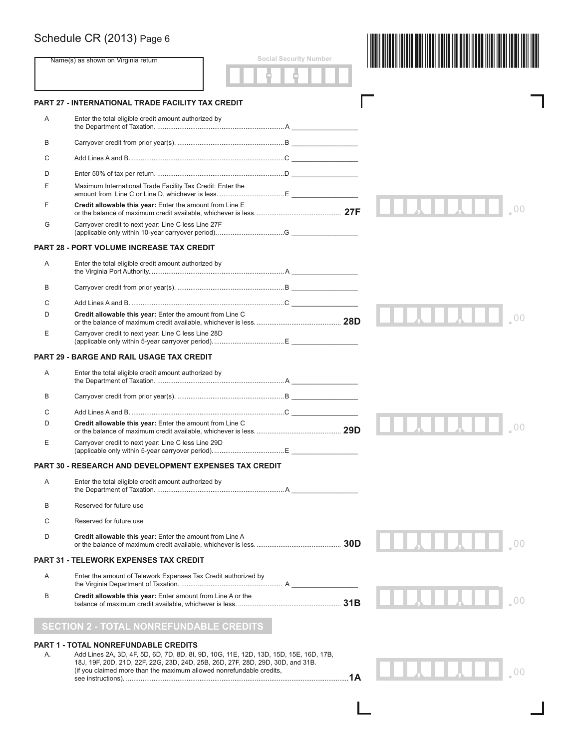# Schedule CR (2013) Page 6

Name(s) as shown on Virginia return

Social Security Number

## PART 27 - INTERNATIONAL TRADE FACILITY TAX CREDIT

| | | | |
|---|---|---|---|
| A | Enter the total eligible credit amount authorized by the Department of Taxation. | A | |
| B | Carryover credit from prior year(s). | B | |
| C | Add Lines A and B. | C | |
| D | Enter 50% of tax per return. | D | |
| E | Maximum International Trade Facility Tax Credit: Enter the amount from Line C or Line D, whichever is less. | E | |
| F | **Credit allowable this year:** Enter the amount from Line E or the balance of maximum credit available, whichever is less. | **27F** | .00 |
| G | Carryover credit to next year: Line C less Line 27F (applicable only within 10-year carryover period). | G | |

## PART 28 - PORT VOLUME INCREASE TAX CREDIT

| | | | |
|---|---|---|---|
| A | Enter the total eligible credit amount authorized by the Virginia Port Authority. | A | |
| B | Carryover credit from prior year(s). | B | |
| C | Add Lines A and B. | C | |
| D | **Credit allowable this year:** Enter the amount from Line C or the balance of maximum credit available, whichever is less. | **28D** | .00 |
| E | Carryover credit to next year: Line C less Line 28D (applicable only within 5-year carryover period). | E | |

## PART 29 - BARGE AND RAIL USAGE TAX CREDIT

| | | | |
|---|---|---|---|
| A | Enter the total eligible credit amount authorized by the Department of Taxation. | A | |
| B | Carryover credit from prior year(s). | B | |
| C | Add Lines A and B. | C | |
| D | **Credit allowable this year:** Enter the amount from Line C or the balance of maximum credit available, whichever is less. | **29D** | .00 |
| E | Carryover credit to next year: Line C less Line 29D (applicable only within 5-year carryover period). | E | |

## PART 30 - RESEARCH AND DEVELOPMENT EXPENSES TAX CREDIT

| | | | |
|---|---|---|---|
| A | Enter the total eligible credit amount authorized by the Department of Taxation. | A | |
| B | Reserved for future use | | |
| C | Reserved for future use | | |
| D | **Credit allowable this year:** Enter the amount from Line A or the balance of maximum credit available, whichever is less. | **30D** | .00 |

## PART 31 - TELEWORK EXPENSES TAX CREDIT

| | | | |
|---|---|---|---|
| A | Enter the amount of Telework Expenses Tax Credit authorized by the Virginia Department of Taxation. | A | |
| B | **Credit allowable this year:** Enter amount from Line A or the balance of maximum credit available, whichever is less. | **31B** | .00 |

## SECTION 2 - TOTAL NONREFUNDABLE CREDITS

### PART 1 - TOTAL NONREFUNDABLE CREDITS

| | | | |
|---|---|---|---|
| A. | Add Lines 2A, 3D, 4F, 5D, 6D, 7D, 8D, 8I, 9D, 10G, 11E, 12D, 13D, 15D, 15E, 16D, 17B, 18J, 19F, 20D, 21D, 22F, 22G, 23D, 24D, 25B, 26D, 27F, 28D, 29D, 30D, and 31B. (if you claimed more than the maximum allowed nonrefundable credits, see instructions). | **1A** | .00 |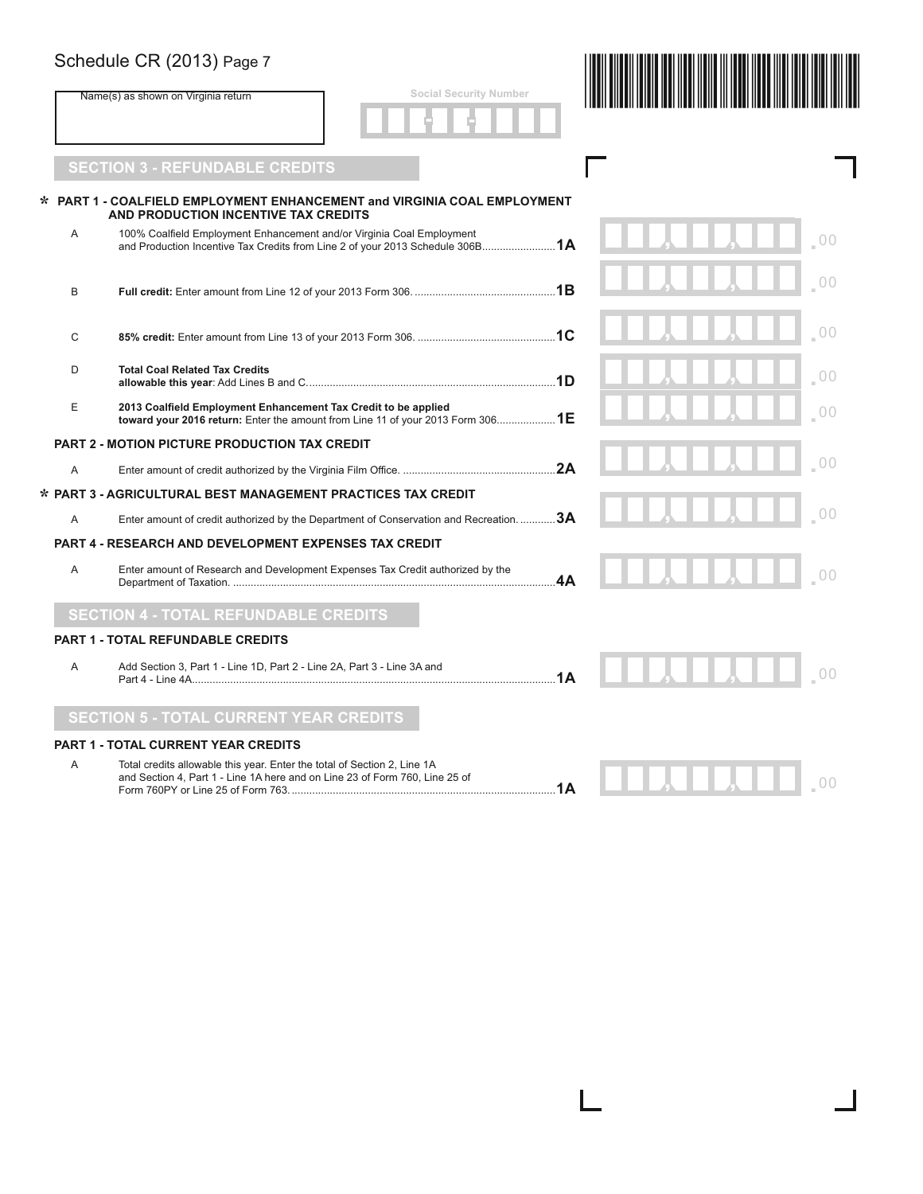Schedule CR (2013) Page 7

Name(s) as shown on Virginia return

Social Security Number

## SECTION 3 - REFUNDABLE CREDITS

### * PART 1 - COALFIELD EMPLOYMENT ENHANCEMENT and VIRGINIA COAL EMPLOYMENT AND PRODUCTION INCENTIVE TAX CREDITS

| | | Line | Amount |
|---|---|---|---|
| A | 100% Coalfield Employment Enhancement and/or Virginia Coal Employment and Production Incentive Tax Credits from Line 2 of your 2013 Schedule 306B | 1A | .00 |
| B | **Full credit:** Enter amount from Line 12 of your 2013 Form 306. | 1B | .00 |
| C | **85% credit:** Enter amount from Line 13 of your 2013 Form 306. | 1C | .00 |
| D | **Total Coal Related Tax Credits allowable this year**: Add Lines B and C. | 1D | .00 |
| E | **2013 Coalfield Employment Enhancement Tax Credit to be applied toward your 2016 return:** Enter the amount from Line 11 of your 2013 Form 306. | 1E | .00 |

### PART 2 - MOTION PICTURE PRODUCTION TAX CREDIT

| | | Line | Amount |
|---|---|---|---|
| A | Enter amount of credit authorized by the Virginia Film Office. | 2A | .00 |

### * PART 3 - AGRICULTURAL BEST MANAGEMENT PRACTICES TAX CREDIT

| | | Line | Amount |
|---|---|---|---|
| A | Enter amount of credit authorized by the Department of Conservation and Recreation. | 3A | .00 |

### PART 4 - RESEARCH AND DEVELOPMENT EXPENSES TAX CREDIT

| | | Line | Amount |
|---|---|---|---|
| A | Enter amount of Research and Development Expenses Tax Credit authorized by the Department of Taxation. | 4A | .00 |

## SECTION 4 - TOTAL REFUNDABLE CREDITS

### PART 1 - TOTAL REFUNDABLE CREDITS

| | | Line | Amount |
|---|---|---|---|
| A | Add Section 3, Part 1 - Line 1D, Part 2 - Line 2A, Part 3 - Line 3A and Part 4 - Line 4A. | 1A | .00 |

## SECTION 5 - TOTAL CURRENT YEAR CREDITS

### PART 1 - TOTAL CURRENT YEAR CREDITS

| | | Line | Amount |
|---|---|---|---|
| A | Total credits allowable this year. Enter the total of Section 2, Line 1A and Section 4, Part 1 - Line 1A here and on Line 23 of Form 760, Line 25 of Form 760PY or Line 25 of Form 763. | 1A | .00 |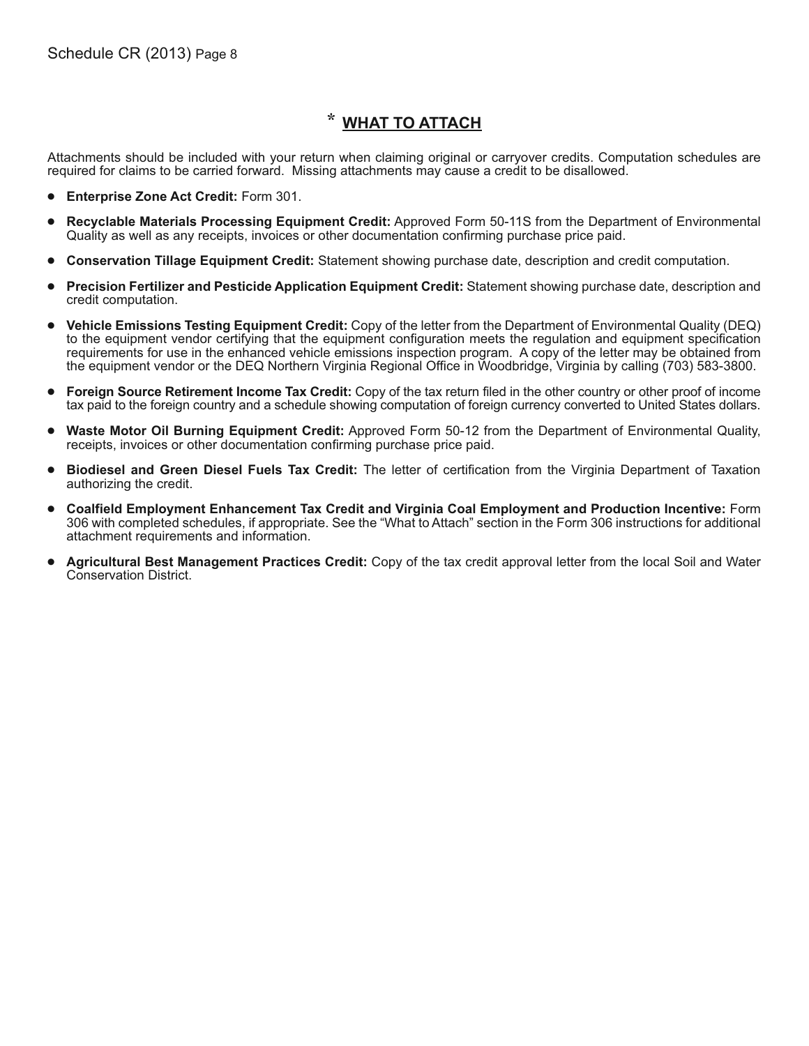# * WHAT TO ATTACH

Attachments should be included with your return when claiming original or carryover credits. Computation schedules are required for claims to be carried forward. Missing attachments may cause a credit to be disallowed.

- **Enterprise Zone Act Credit:** Form 301.
- **Recyclable Materials Processing Equipment Credit:** Approved Form 50-11S from the Department of Environmental Quality as well as any receipts, invoices or other documentation confirming purchase price paid.
- **Conservation Tillage Equipment Credit:** Statement showing purchase date, description and credit computation.
- **Precision Fertilizer and Pesticide Application Equipment Credit:** Statement showing purchase date, description and credit computation.
- **Vehicle Emissions Testing Equipment Credit:** Copy of the letter from the Department of Environmental Quality (DEQ) to the equipment vendor certifying that the equipment configuration meets the regulation and equipment specification requirements for use in the enhanced vehicle emissions inspection program. A copy of the letter may be obtained from the equipment vendor or the DEQ Northern Virginia Regional Office in Woodbridge, Virginia by calling (703) 583-3800.
- **Foreign Source Retirement Income Tax Credit:** Copy of the tax return filed in the other country or other proof of income tax paid to the foreign country and a schedule showing computation of foreign currency converted to United States dollars.
- **Waste Motor Oil Burning Equipment Credit:** Approved Form 50-12 from the Department of Environmental Quality, receipts, invoices or other documentation confirming purchase price paid.
- **Biodiesel and Green Diesel Fuels Tax Credit:** The letter of certification from the Virginia Department of Taxation authorizing the credit.
- **Coalfield Employment Enhancement Tax Credit and Virginia Coal Employment and Production Incentive:** Form 306 with completed schedules, if appropriate. See the "What to Attach" section in the Form 306 instructions for additional attachment requirements and information.
- **Agricultural Best Management Practices Credit:** Copy of the tax credit approval letter from the local Soil and Water Conservation District.